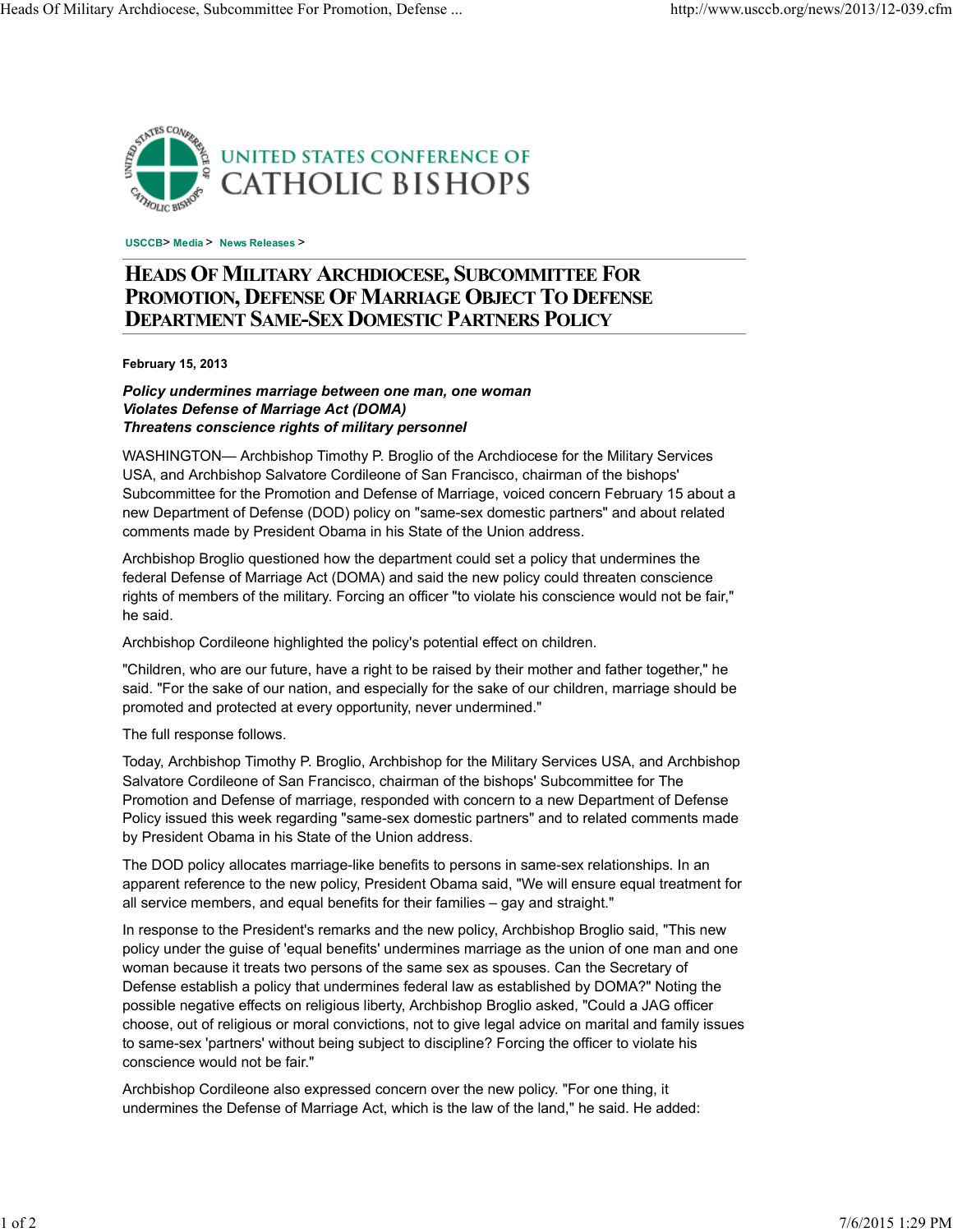UNITED STATES CONFERENCE OF CATHOLIC BISHOPS

USCCB > Media > News Releases >

# Heads Of Military Archdiocese, Subcommittee For Promotion, Defense Of Marriage Object To Defense Department Same-Sex Domestic Partners Policy

**February 15, 2013**

***Policy undermines marriage between one man, one woman***
***Violates Defense of Marriage Act (DOMA)***
***Threatens conscience rights of military personnel***

WASHINGTON— Archbishop Timothy P. Broglio of the Archdiocese for the Military Services USA, and Archbishop Salvatore Cordileone of San Francisco, chairman of the bishops' Subcommittee for the Promotion and Defense of Marriage, voiced concern February 15 about a new Department of Defense (DOD) policy on "same-sex domestic partners" and about related comments made by President Obama in his State of the Union address.

Archbishop Broglio questioned how the department could set a policy that undermines the federal Defense of Marriage Act (DOMA) and said the new policy could threaten conscience rights of members of the military. Forcing an officer "to violate his conscience would not be fair," he said.

Archbishop Cordileone highlighted the policy's potential effect on children.

"Children, who are our future, have a right to be raised by their mother and father together," he said. "For the sake of our nation, and especially for the sake of our children, marriage should be promoted and protected at every opportunity, never undermined."

The full response follows.

Today, Archbishop Timothy P. Broglio, Archbishop for the Military Services USA, and Archbishop Salvatore Cordileone of San Francisco, chairman of the bishops' Subcommittee for The Promotion and Defense of marriage, responded with concern to a new Department of Defense Policy issued this week regarding "same-sex domestic partners" and to related comments made by President Obama in his State of the Union address.

The DOD policy allocates marriage-like benefits to persons in same-sex relationships. In an apparent reference to the new policy, President Obama said, "We will ensure equal treatment for all service members, and equal benefits for their families – gay and straight."

In response to the President's remarks and the new policy, Archbishop Broglio said, "This new policy under the guise of 'equal benefits' undermines marriage as the union of one man and one woman because it treats two persons of the same sex as spouses. Can the Secretary of Defense establish a policy that undermines federal law as established by DOMA?" Noting the possible negative effects on religious liberty, Archbishop Broglio asked, "Could a JAG officer choose, out of religious or moral convictions, not to give legal advice on marital and family issues to same-sex 'partners' without being subject to discipline? Forcing the officer to violate his conscience would not be fair."

Archbishop Cordileone also expressed concern over the new policy. "For one thing, it undermines the Defense of Marriage Act, which is the law of the land," he said. He added: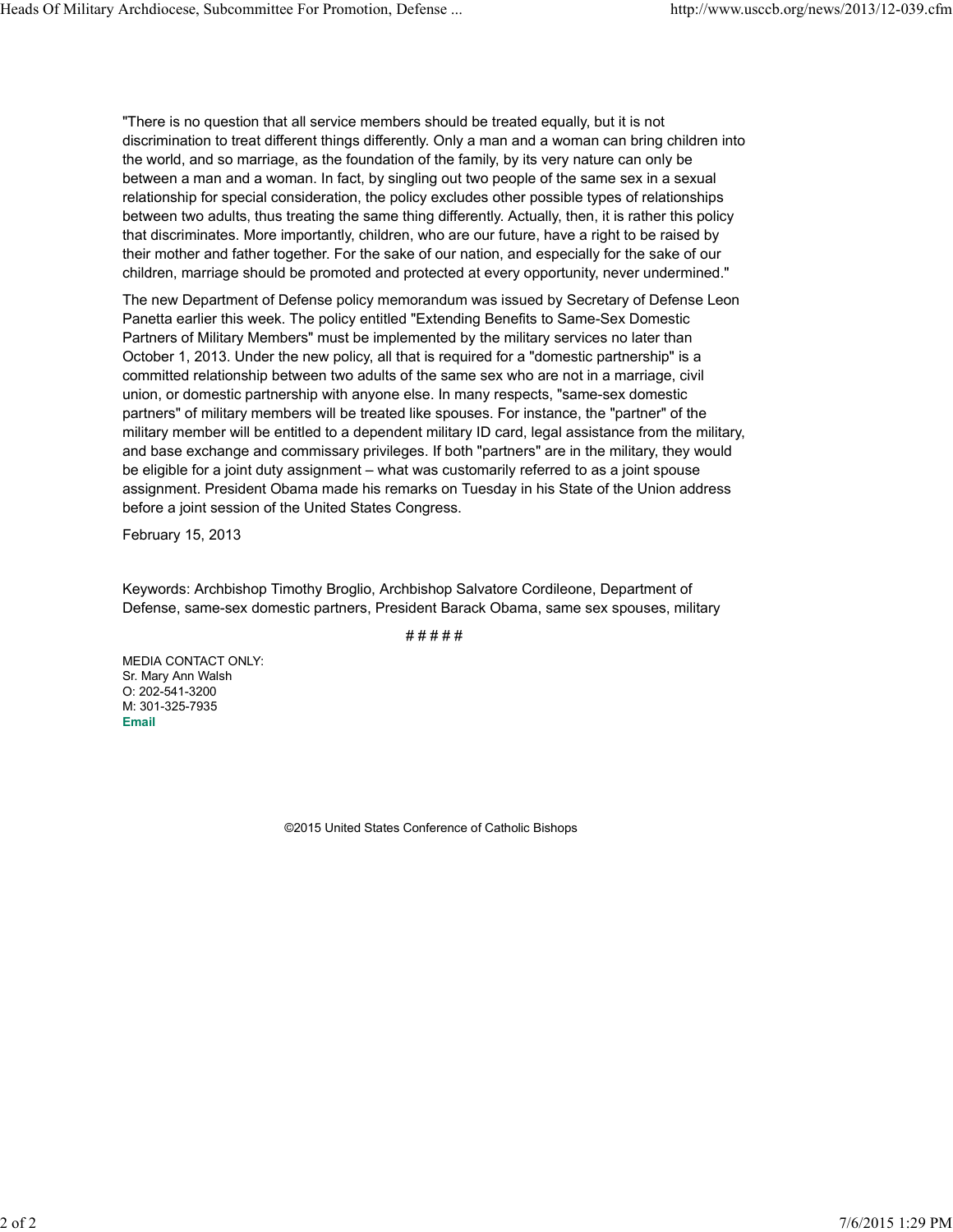"There is no question that all service members should be treated equally, but it is not discrimination to treat different things differently. Only a man and a woman can bring children into the world, and so marriage, as the foundation of the family, by its very nature can only be between a man and a woman. In fact, by singling out two people of the same sex in a sexual relationship for special consideration, the policy excludes other possible types of relationships between two adults, thus treating the same thing differently. Actually, then, it is rather this policy that discriminates. More importantly, children, who are our future, have a right to be raised by their mother and father together. For the sake of our nation, and especially for the sake of our children, marriage should be promoted and protected at every opportunity, never undermined."

The new Department of Defense policy memorandum was issued by Secretary of Defense Leon Panetta earlier this week. The policy entitled "Extending Benefits to Same-Sex Domestic Partners of Military Members" must be implemented by the military services no later than October 1, 2013. Under the new policy, all that is required for a "domestic partnership" is a committed relationship between two adults of the same sex who are not in a marriage, civil union, or domestic partnership with anyone else. In many respects, "same-sex domestic partners" of military members will be treated like spouses. For instance, the "partner" of the military member will be entitled to a dependent military ID card, legal assistance from the military, and base exchange and commissary privileges. If both "partners" are in the military, they would be eligible for a joint duty assignment – what was customarily referred to as a joint spouse assignment. President Obama made his remarks on Tuesday in his State of the Union address before a joint session of the United States Congress.

February 15, 2013

Keywords: Archbishop Timothy Broglio, Archbishop Salvatore Cordileone, Department of Defense, same-sex domestic partners, President Barack Obama, same sex spouses, military

# # # # #

MEDIA CONTACT ONLY:
Sr. Mary Ann Walsh
O: 202-541-3200
M: 301-325-7935
**Email**

©2015 United States Conference of Catholic Bishops